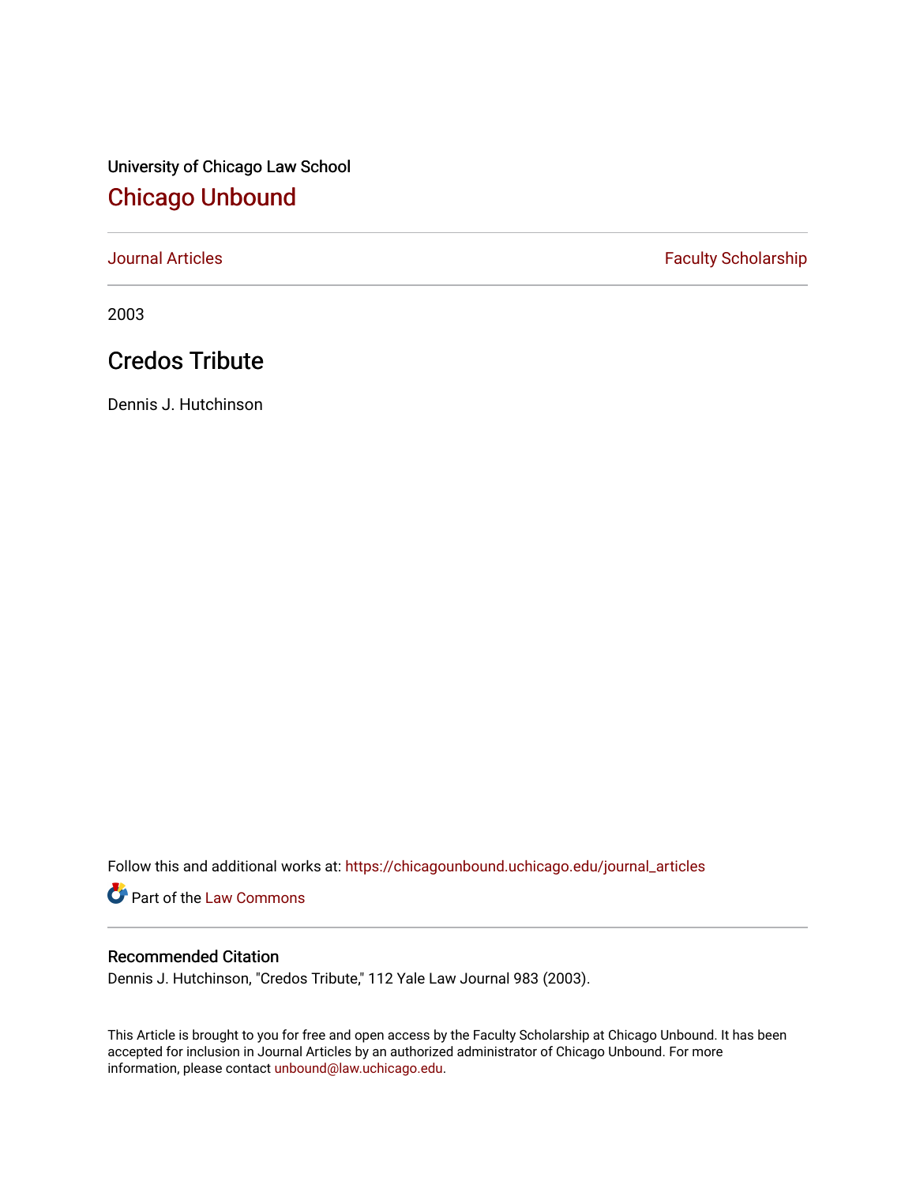University of Chicago Law School

## Chicago Unbound

Journal Articles | Faculty Scholarship

2003

# Credos Tribute

Dennis J. Hutchinson

Follow this and additional works at: https://chicagounbound.uchicago.edu/journal_articles

Part of the Law Commons

### Recommended Citation

Dennis J. Hutchinson, "Credos Tribute," 112 Yale Law Journal 983 (2003).

This Article is brought to you for free and open access by the Faculty Scholarship at Chicago Unbound. It has been accepted for inclusion in Journal Articles by an authorized administrator of Chicago Unbound. For more information, please contact unbound@law.uchicago.edu.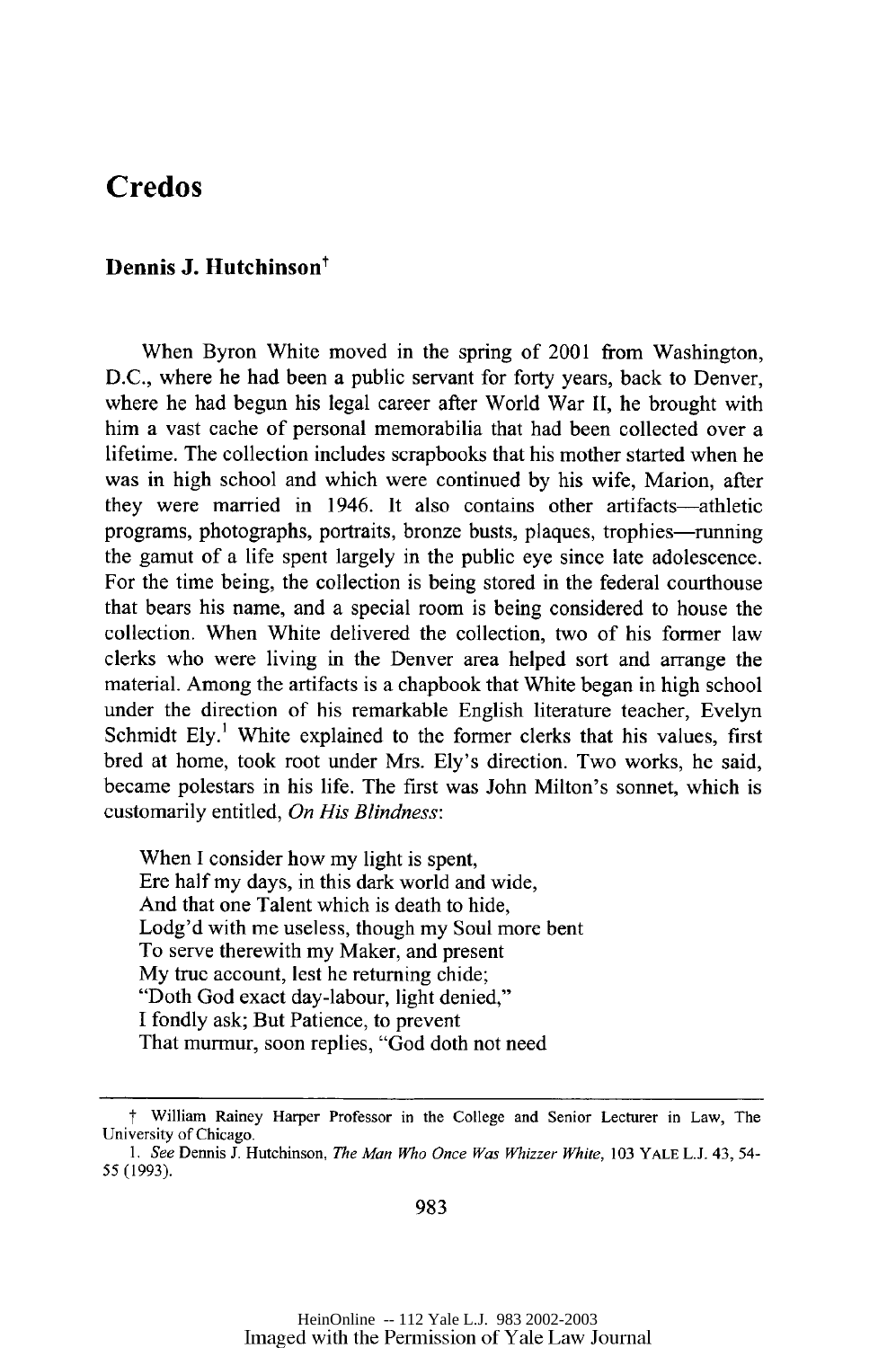# Credos

## Dennis J. Hutchinson†

When Byron White moved in the spring of 2001 from Washington, D.C., where he had been a public servant for forty years, back to Denver, where he had begun his legal career after World War II, he brought with him a vast cache of personal memorabilia that had been collected over a lifetime. The collection includes scrapbooks that his mother started when he was in high school and which were continued by his wife, Marion, after they were married in 1946. It also contains other artifacts—athletic programs, photographs, portraits, bronze busts, plaques, trophies—running the gamut of a life spent largely in the public eye since late adolescence. For the time being, the collection is being stored in the federal courthouse that bears his name, and a special room is being considered to house the collection. When White delivered the collection, two of his former law clerks who were living in the Denver area helped sort and arrange the material. Among the artifacts is a chapbook that White began in high school under the direction of his remarkable English literature teacher, Evelyn Schmidt Ely.[1] White explained to the former clerks that his values, first bred at home, took root under Mrs. Ely's direction. Two works, he said, became polestars in his life. The first was John Milton's sonnet, which is customarily entitled, *On His Blindness*:

> When I consider how my light is spent,
> Ere half my days, in this dark world and wide,
> And that one Talent which is death to hide,
> Lodg'd with me useless, though my Soul more bent
> To serve therewith my Maker, and present
> My true account, lest he returning chide;
> "Doth God exact day-labour, light denied,"
> I fondly ask; But Patience, to prevent
> That murmur, soon replies, "God doth not need

---

† William Rainey Harper Professor in the College and Senior Lecturer in Law, The University of Chicago.

1. *See* Dennis J. Hutchinson, *The Man Who Once Was Whizzer White*, 103 YALE L.J. 43, 54-55 (1993).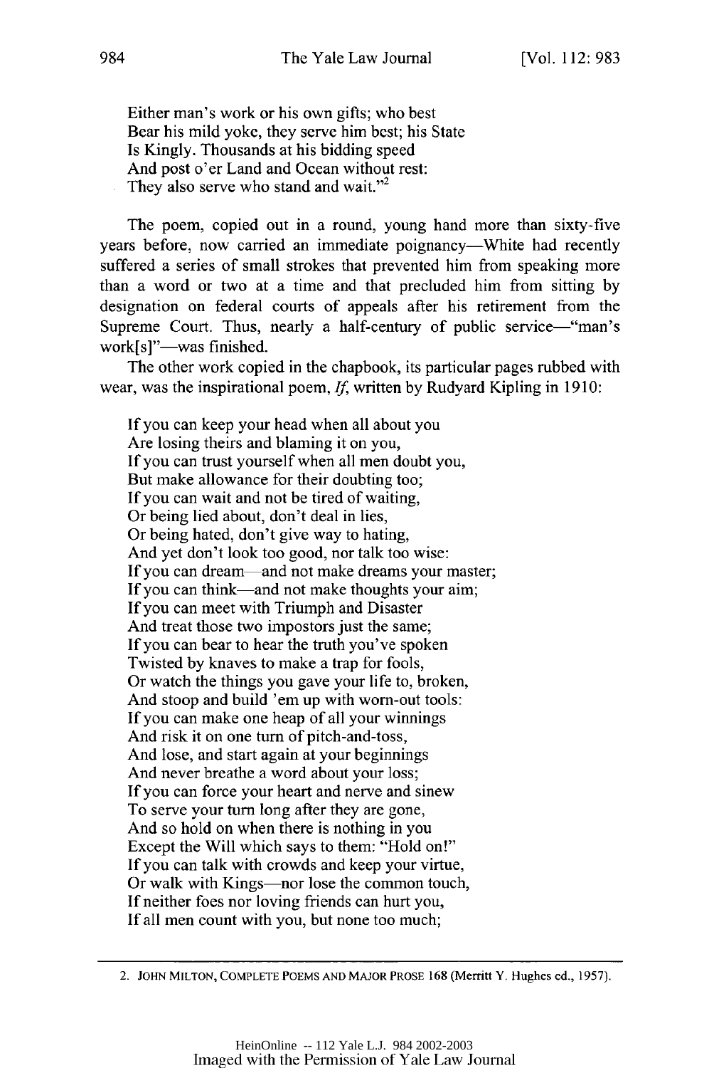> Either man's work or his own gifts; who best
> Bear his mild yoke, they serve him best; his State
> Is Kingly. Thousands at his bidding speed
> And post o'er Land and Ocean without rest:
> They also serve who stand and wait."[2]

The poem, copied out in a round, young hand more than sixty-five years before, now carried an immediate poignancy—White had recently suffered a series of small strokes that prevented him from speaking more than a word or two at a time and that precluded him from sitting by designation on federal courts of appeals after his retirement from the Supreme Court. Thus, nearly a half-century of public service—"man's work[s]"—was finished.

The other work copied in the chapbook, its particular pages rubbed with wear, was the inspirational poem, *If*, written by Rudyard Kipling in 1910:

> If you can keep your head when all about you
> Are losing theirs and blaming it on you,
> If you can trust yourself when all men doubt you,
> But make allowance for their doubting too;
> If you can wait and not be tired of waiting,
> Or being lied about, don't deal in lies,
> Or being hated, don't give way to hating,
> And yet don't look too good, nor talk too wise:
> If you can dream—and not make dreams your master;
> If you can think—and not make thoughts your aim;
> If you can meet with Triumph and Disaster
> And treat those two impostors just the same;
> If you can bear to hear the truth you've spoken
> Twisted by knaves to make a trap for fools,
> Or watch the things you gave your life to, broken,
> And stoop and build 'em up with worn-out tools:
> If you can make one heap of all your winnings
> And risk it on one turn of pitch-and-toss,
> And lose, and start again at your beginnings
> And never breathe a word about your loss;
> If you can force your heart and nerve and sinew
> To serve your turn long after they are gone,
> And so hold on when there is nothing in you
> Except the Will which says to them: "Hold on!"
> If you can talk with crowds and keep your virtue,
> Or walk with Kings—nor lose the common touch,
> If neither foes nor loving friends can hurt you,
> If all men count with you, but none too much;

---

2. JOHN MILTON, COMPLETE POEMS AND MAJOR PROSE 168 (Merritt Y. Hughes ed., 1957).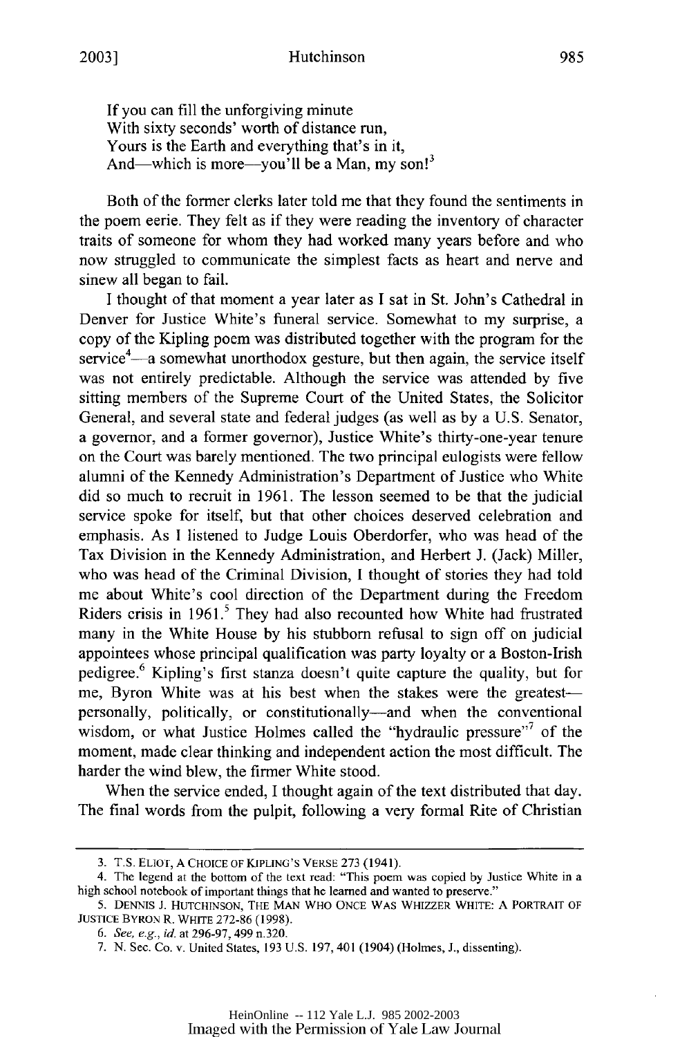If you can fill the unforgiving minute
With sixty seconds' worth of distance run,
Yours is the Earth and everything that's in it,
And—which is more—you'll be a Man, my son![3]

Both of the former clerks later told me that they found the sentiments in the poem eerie. They felt as if they were reading the inventory of character traits of someone for whom they had worked many years before and who now struggled to communicate the simplest facts as heart and nerve and sinew all began to fail.

I thought of that moment a year later as I sat in St. John's Cathedral in Denver for Justice White's funeral service. Somewhat to my surprise, a copy of the Kipling poem was distributed together with the program for the service[4]—a somewhat unorthodox gesture, but then again, the service itself was not entirely predictable. Although the service was attended by five sitting members of the Supreme Court of the United States, the Solicitor General, and several state and federal judges (as well as by a U.S. Senator, a governor, and a former governor), Justice White's thirty-one-year tenure on the Court was barely mentioned. The two principal eulogists were fellow alumni of the Kennedy Administration's Department of Justice who White did so much to recruit in 1961. The lesson seemed to be that the judicial service spoke for itself, but that other choices deserved celebration and emphasis. As I listened to Judge Louis Oberdorfer, who was head of the Tax Division in the Kennedy Administration, and Herbert J. (Jack) Miller, who was head of the Criminal Division, I thought of stories they had told me about White's cool direction of the Department during the Freedom Riders crisis in 1961.[5] They had also recounted how White had frustrated many in the White House by his stubborn refusal to sign off on judicial appointees whose principal qualification was party loyalty or a Boston-Irish pedigree.[6] Kipling's first stanza doesn't quite capture the quality, but for me, Byron White was at his best when the stakes were the greatest—personally, politically, or constitutionally—and when the conventional wisdom, or what Justice Holmes called the "hydraulic pressure"[7] of the moment, made clear thinking and independent action the most difficult. The harder the wind blew, the firmer White stood.

When the service ended, I thought again of the text distributed that day. The final words from the pulpit, following a very formal Rite of Christian

---

3. T.S. ELIOT, A CHOICE OF KIPLING'S VERSE 273 (1941).

4. The legend at the bottom of the text read: "This poem was copied by Justice White in a high school notebook of important things that he learned and wanted to preserve."

5. DENNIS J. HUTCHINSON, THE MAN WHO ONCE WAS WHIZZER WHITE: A PORTRAIT OF JUSTICE BYRON R. WHITE 272-86 (1998).

6. *See, e.g.*, *id.* at 296-97, 499 n.320.

7. N. Sec. Co. v. United States, 193 U.S. 197, 401 (1904) (Holmes, J., dissenting).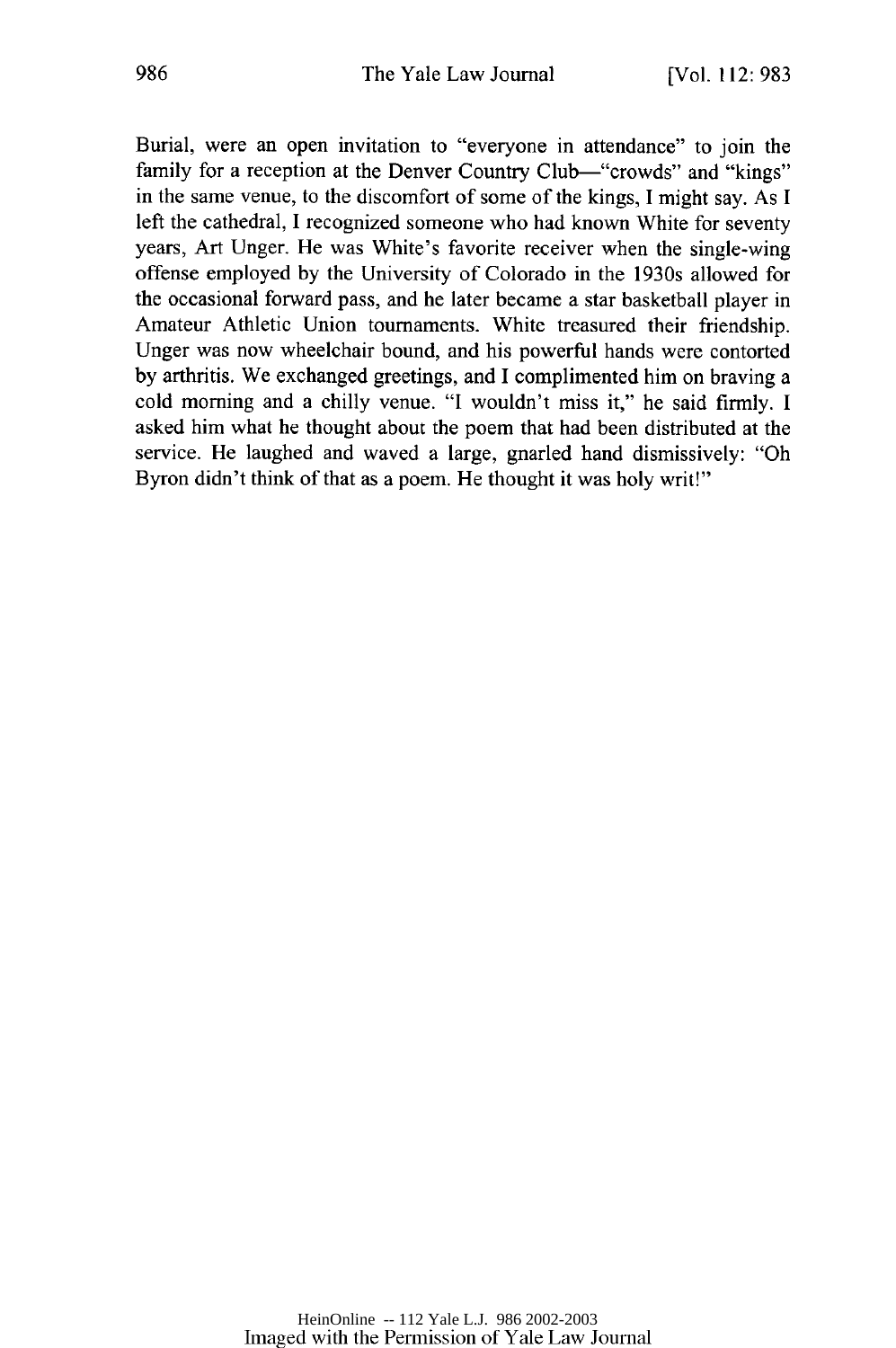Burial, were an open invitation to "everyone in attendance" to join the family for a reception at the Denver Country Club—"crowds" and "kings" in the same venue, to the discomfort of some of the kings, I might say. As I left the cathedral, I recognized someone who had known White for seventy years, Art Unger. He was White's favorite receiver when the single-wing offense employed by the University of Colorado in the 1930s allowed for the occasional forward pass, and he later became a star basketball player in Amateur Athletic Union tournaments. White treasured their friendship. Unger was now wheelchair bound, and his powerful hands were contorted by arthritis. We exchanged greetings, and I complimented him on braving a cold morning and a chilly venue. "I wouldn't miss it," he said firmly. I asked him what he thought about the poem that had been distributed at the service. He laughed and waved a large, gnarled hand dismissively: "Oh Byron didn't think of that as a poem. He thought it was holy writ!"